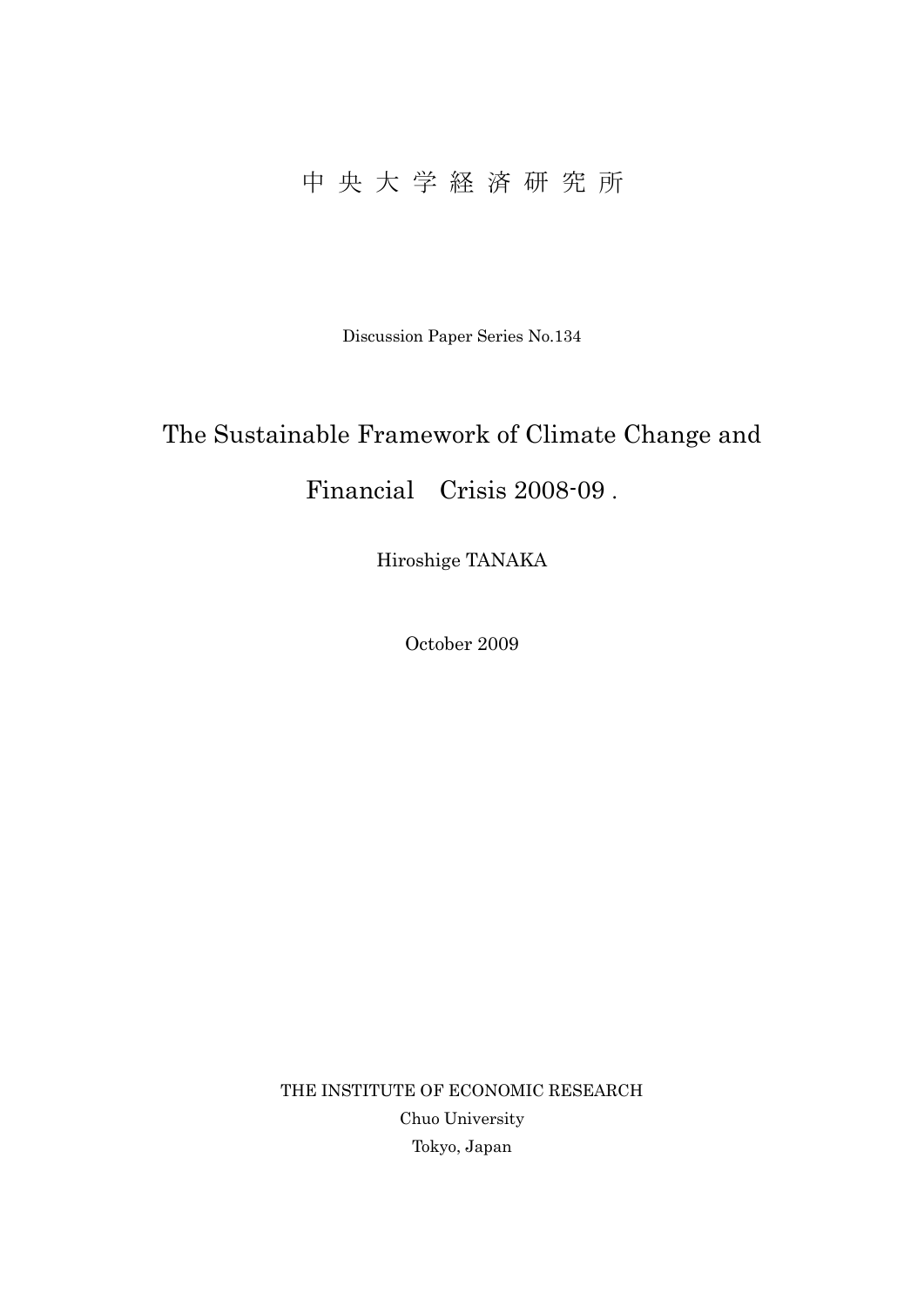中 央 大 学 経 済 研 究 所

Discussion Paper Series No.134

# The Sustainable Framework of Climate Change and Financial　Crisis 2008-09 .

Hiroshige TANAKA

October 2009

THE INSTITUTE OF ECONOMIC RESEARCH

Chuo University

Tokyo, Japan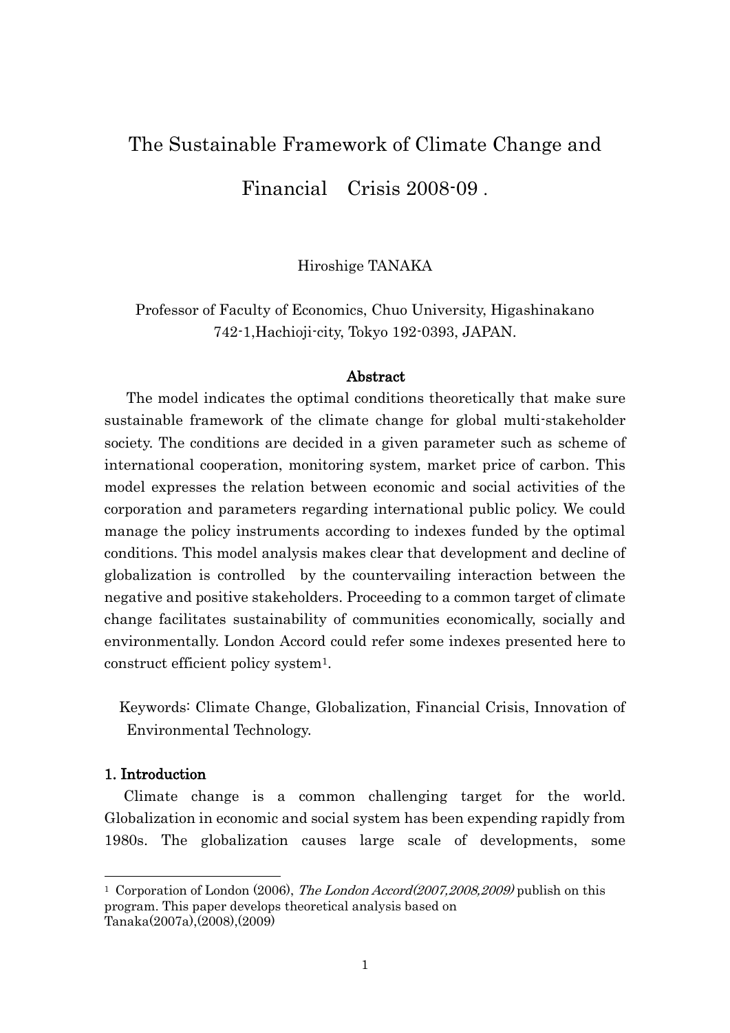# The Sustainable Framework of Climate Change and Financial　Crisis 2008-09 .

Hiroshige TANAKA

Professor of Faculty of Economics, Chuo University, Higashinakano 742-1,Hachioji-city, Tokyo 192-0393, JAPAN.

**Abstract**

The model indicates the optimal conditions theoretically that make sure sustainable framework of the climate change for global multi-stakeholder society. The conditions are decided in a given parameter such as scheme of international cooperation, monitoring system, market price of carbon. This model expresses the relation between economic and social activities of the corporation and parameters regarding international public policy. We could manage the policy instruments according to indexes funded by the optimal conditions. This model analysis makes clear that development and decline of globalization is controlled by the countervailing interaction between the negative and positive stakeholders. Proceeding to a common target of climate change facilitates sustainability of communities economically, socially and environmentally. London Accord could refer some indexes presented here to construct efficient policy system[1].

Keywords: Climate Change, Globalization, Financial Crisis, Innovation of Environmental Technology.

## 1. Introduction

Climate change is a common challenging target for the world. Globalization in economic and social system has been expending rapidly from 1980s. The globalization causes large scale of developments, some

---

[1] Corporation of London (2006), *The London Accord(2007,2008,2009)* publish on this program. This paper develops theoretical analysis based on Tanaka(2007a),(2008),(2009)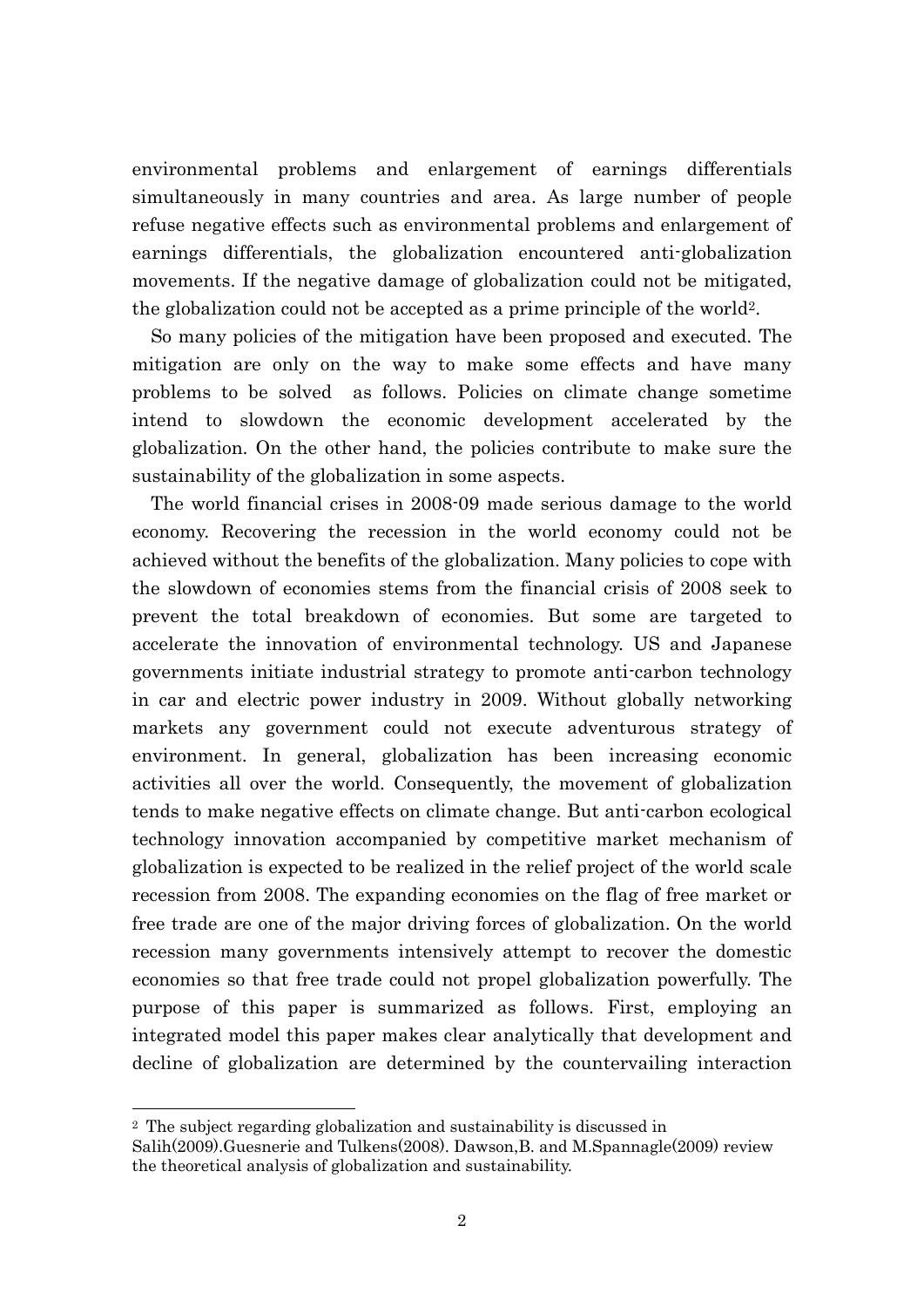environmental problems and enlargement of earnings differentials simultaneously in many countries and area. As large number of people refuse negative effects such as environmental problems and enlargement of earnings differentials, the globalization encountered anti-globalization movements. If the negative damage of globalization could not be mitigated, the globalization could not be accepted as a prime principle of the world[2].

So many policies of the mitigation have been proposed and executed. The mitigation are only on the way to make some effects and have many problems to be solved as follows. Policies on climate change sometime intend to slowdown the economic development accelerated by the globalization. On the other hand, the policies contribute to make sure the sustainability of the globalization in some aspects.

The world financial crises in 2008-09 made serious damage to the world economy. Recovering the recession in the world economy could not be achieved without the benefits of the globalization. Many policies to cope with the slowdown of economies stems from the financial crisis of 2008 seek to prevent the total breakdown of economies. But some are targeted to accelerate the innovation of environmental technology. US and Japanese governments initiate industrial strategy to promote anti-carbon technology in car and electric power industry in 2009. Without globally networking markets any government could not execute adventurous strategy of environment. In general, globalization has been increasing economic activities all over the world. Consequently, the movement of globalization tends to make negative effects on climate change. But anti-carbon ecological technology innovation accompanied by competitive market mechanism of globalization is expected to be realized in the relief project of the world scale recession from 2008. The expanding economies on the flag of free market or free trade are one of the major driving forces of globalization. On the world recession many governments intensively attempt to recover the domestic economies so that free trade could not propel globalization powerfully. The purpose of this paper is summarized as follows. First, employing an integrated model this paper makes clear analytically that development and decline of globalization are determined by the countervailing interaction

---

[2] The subject regarding globalization and sustainability is discussed in Salih(2009).Guesnerie and Tulkens(2008). Dawson,B. and M.Spannagle(2009) review the theoretical analysis of globalization and sustainability.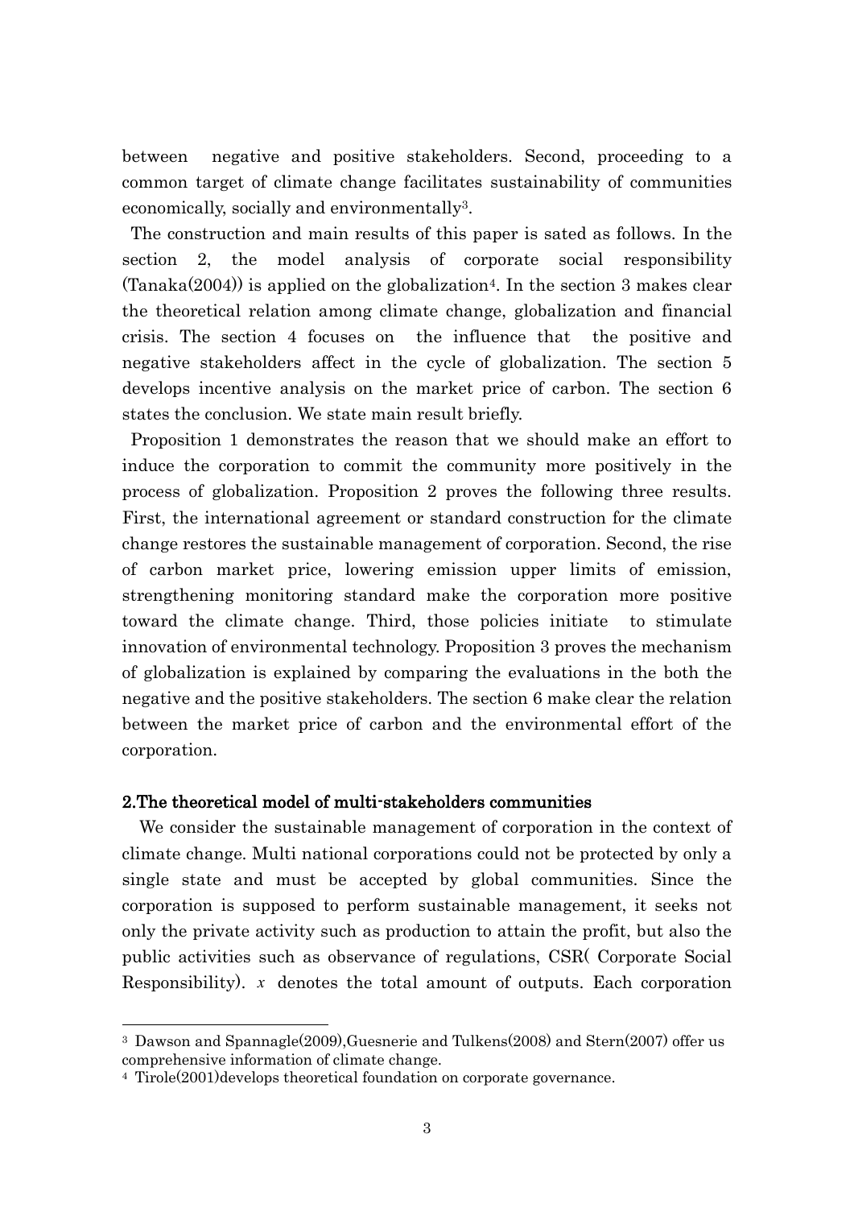between negative and positive stakeholders. Second, proceeding to a common target of climate change facilitates sustainability of communities economically, socially and environmentally[3].

The construction and main results of this paper is sated as follows. In the section 2, the model analysis of corporate social responsibility (Tanaka(2004)) is applied on the globalization[4]. In the section 3 makes clear the theoretical relation among climate change, globalization and financial crisis. The section 4 focuses on the influence that the positive and negative stakeholders affect in the cycle of globalization. The section 5 develops incentive analysis on the market price of carbon. The section 6 states the conclusion. We state main result briefly.

Proposition 1 demonstrates the reason that we should make an effort to induce the corporation to commit the community more positively in the process of globalization. Proposition 2 proves the following three results. First, the international agreement or standard construction for the climate change restores the sustainable management of corporation. Second, the rise of carbon market price, lowering emission upper limits of emission, strengthening monitoring standard make the corporation more positive toward the climate change. Third, those policies initiate to stimulate innovation of environmental technology. Proposition 3 proves the mechanism of globalization is explained by comparing the evaluations in the both the negative and the positive stakeholders. The section 6 make clear the relation between the market price of carbon and the environmental effort of the corporation.

## 2.The theoretical model of multi-stakeholders communities

We consider the sustainable management of corporation in the context of climate change. Multi national corporations could not be protected by only a single state and must be accepted by global communities. Since the corporation is supposed to perform sustainable management, it seeks not only the private activity such as production to attain the profit, but also the public activities such as observance of regulations, CSR( Corporate Social Responsibility). $x$ denotes the total amount of outputs. Each corporation

---

[3] Dawson and Spannagle(2009),Guesnerie and Tulkens(2008) and Stern(2007) offer us comprehensive information of climate change.

[4] Tirole(2001)develops theoretical foundation on corporate governance.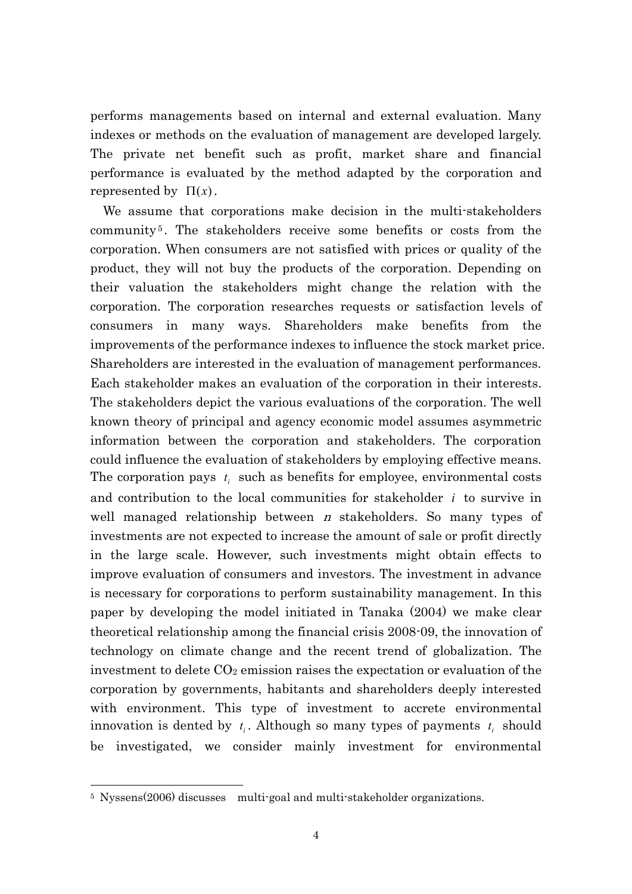performs managements based on internal and external evaluation. Many indexes or methods on the evaluation of management are developed largely. The private net benefit such as profit, market share and financial performance is evaluated by the method adapted by the corporation and represented by $\Pi(x)$.

We assume that corporations make decision in the multi-stakeholders community[5]. The stakeholders receive some benefits or costs from the corporation. When consumers are not satisfied with prices or quality of the product, they will not buy the products of the corporation. Depending on their valuation the stakeholders might change the relation with the corporation. The corporation researches requests or satisfaction levels of consumers in many ways. Shareholders make benefits from the improvements of the performance indexes to influence the stock market price. Shareholders are interested in the evaluation of management performances. Each stakeholder makes an evaluation of the corporation in their interests. The stakeholders depict the various evaluations of the corporation. The well known theory of principal and agency economic model assumes asymmetric information between the corporation and stakeholders. The corporation could influence the evaluation of stakeholders by employing effective means. The corporation pays $t_i$ such as benefits for employee, environmental costs and contribution to the local communities for stakeholder $i$ to survive in well managed relationship between $n$ stakeholders. So many types of investments are not expected to increase the amount of sale or profit directly in the large scale. However, such investments might obtain effects to improve evaluation of consumers and investors. The investment in advance is necessary for corporations to perform sustainability management. In this paper by developing the model initiated in Tanaka (2004) we make clear theoretical relationship among the financial crisis 2008-09, the innovation of technology on climate change and the recent trend of globalization. The investment to delete $CO_2$ emission raises the expectation or evaluation of the corporation by governments, habitants and shareholders deeply interested with environment. This type of investment to accrete environmental innovation is dented by $t_i$. Although so many types of payments $t_i$ should be investigated, we consider mainly investment for environmental

[5] Nyssens(2006) discusses multi-goal and multi-stakeholder organizations.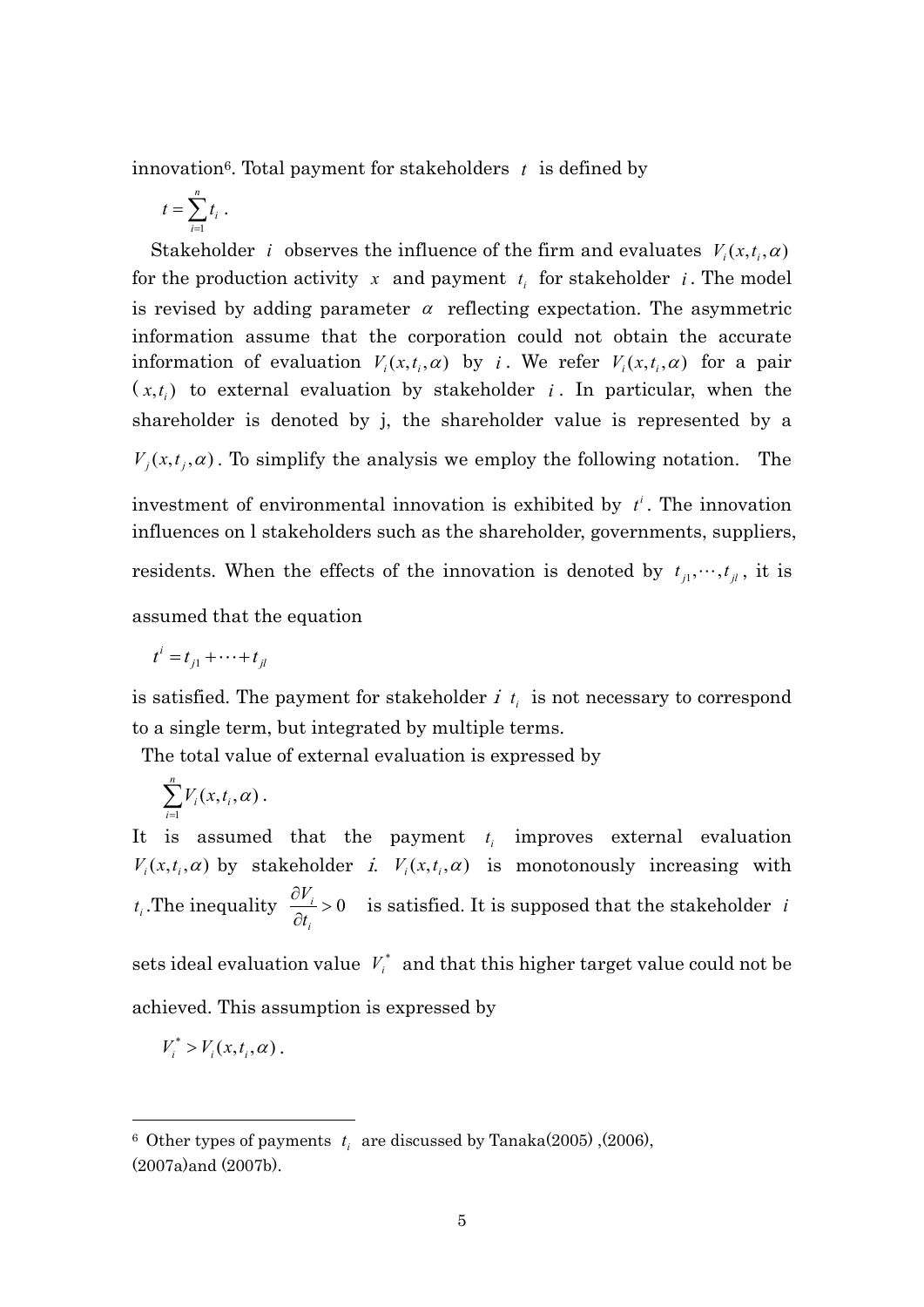innovation[6]. Total payment for stakeholders $t$ is defined by

$$t = \sum_{i=1}^{n} t_i \ .$$

Stakeholder $i$ observes the influence of the firm and evaluates $V_i(x, t_i, \alpha)$ for the production activity $x$ and payment $t_i$ for stakeholder $i$. The model is revised by adding parameter $\alpha$ reflecting expectation. The asymmetric information assume that the corporation could not obtain the accurate information of evaluation $V_i(x, t_i, \alpha)$ by $i$. We refer $V_i(x, t_i, \alpha)$ for a pair $(x, t_i)$ to external evaluation by stakeholder $i$. In particular, when the shareholder is denoted by j, the shareholder value is represented by a $V_j(x, t_j, \alpha)$. To simplify the analysis we employ the following notation. The investment of environmental innovation is exhibited by $t^i$. The innovation influences on l stakeholders such as the shareholder, governments, suppliers, residents. When the effects of the innovation is denoted by $t_{j1}, \cdots, t_{jl}$, it is assumed that the equation

$$t^i = t_{j1} + \cdots + t_{jl}$$

is satisfied. The payment for stakeholder $i$ $t_i$ is not necessary to correspond to a single term, but integrated by multiple terms.

The total value of external evaluation is expressed by

$$\sum_{i=1}^{n} V_i(x, t_i, \alpha) \ .$$

It is assumed that the payment $t_i$ improves external evaluation $V_i(x, t_i, \alpha)$ by stakeholder *i*. $V_i(x, t_i, \alpha)$ is monotonously increasing with $t_i$. The inequality $\dfrac{\partial V_i}{\partial t_i} > 0$ is satisfied. It is supposed that the stakeholder $i$ sets ideal evaluation value $V_i^*$ and that this higher target value could not be achieved. This assumption is expressed by

$$V_i^* > V_i(x, t_i, \alpha) \ .$$

[6] Other types of payments $t_i$ are discussed by Tanaka(2005) ,(2006), (2007a)and (2007b).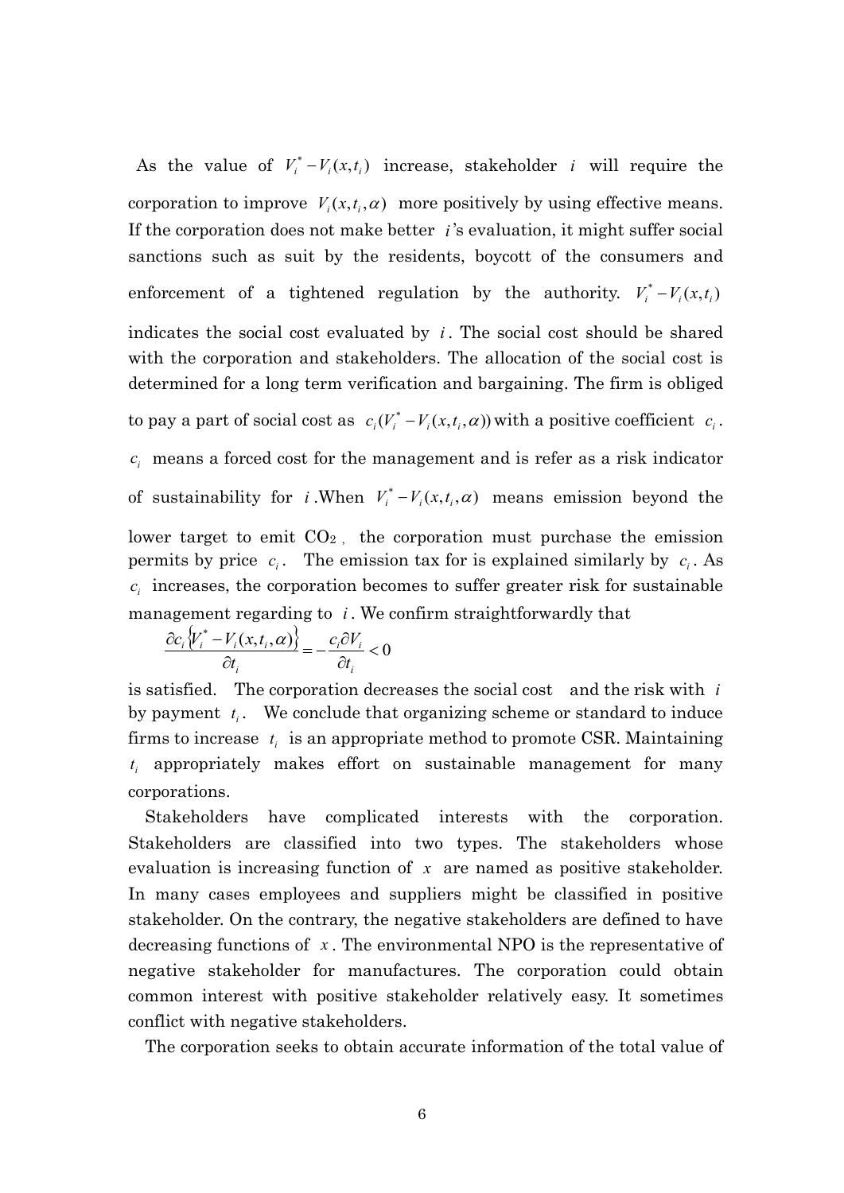As the value of $V_i^* - V_i(x,t_i)$ increase, stakeholder $i$ will require the corporation to improve $V_i(x,t_i,\alpha)$ more positively by using effective means. If the corporation does not make better $i$'s evaluation, it might suffer social sanctions such as suit by the residents, boycott of the consumers and enforcement of a tightened regulation by the authority. $V_i^* - V_i(x,t_i)$ indicates the social cost evaluated by $i$. The social cost should be shared with the corporation and stakeholders. The allocation of the social cost is determined for a long term verification and bargaining. The firm is obliged to pay a part of social cost as $c_i(V_i^* - V_i(x,t_i,\alpha))$ with a positive coefficient $c_i$. $c_i$ means a forced cost for the management and is refer as a risk indicator of sustainability for $i$. When $V_i^* - V_i(x,t_i,\alpha)$ means emission beyond the lower target to emit $CO_2$, the corporation must purchase the emission permits by price $c_i$. The emission tax for is explained similarly by $c_i$. As $c_i$ increases, the corporation becomes to suffer greater risk for sustainable management regarding to $i$. We confirm straightforwardly that

$$\frac{\partial c_i\{V_i^* - V_i(x,t_i,\alpha)\}}{\partial t_i} = -\frac{c_i \partial V_i}{\partial t_i} < 0$$

is satisfied. The corporation decreases the social cost and the risk with $i$ by payment $t_i$. We conclude that organizing scheme or standard to induce firms to increase $t_i$ is an appropriate method to promote CSR. Maintaining $t_i$ appropriately makes effort on sustainable management for many corporations.

Stakeholders have complicated interests with the corporation. Stakeholders are classified into two types. The stakeholders whose evaluation is increasing function of $x$ are named as positive stakeholder. In many cases employees and suppliers might be classified in positive stakeholder. On the contrary, the negative stakeholders are defined to have decreasing functions of $x$. The environmental NPO is the representative of negative stakeholder for manufactures. The corporation could obtain common interest with positive stakeholder relatively easy. It sometimes conflict with negative stakeholders.

The corporation seeks to obtain accurate information of the total value of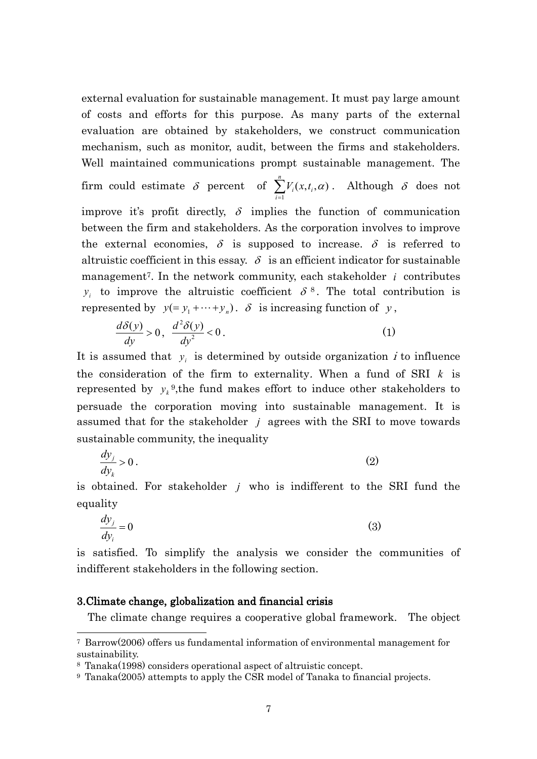external evaluation for sustainable management. It must pay large amount of costs and efforts for this purpose. As many parts of the external evaluation are obtained by stakeholders, we construct communication mechanism, such as monitor, audit, between the firms and stakeholders. Well maintained communications prompt sustainable management. The firm could estimate $\delta$ percent of $\sum_{i=1}^{n} V_i(x, t_i, \alpha)$. Although $\delta$ does not improve it's profit directly, $\delta$ implies the function of communication between the firm and stakeholders. As the corporation involves to improve the external economies, $\delta$ is supposed to increase. $\delta$ is referred to altruistic coefficient in this essay. $\delta$ is an efficient indicator for sustainable management[7]. In the network community, each stakeholder $i$ contributes $y_i$ to improve the altruistic coefficient $\delta$[8]. The total contribution is represented by $y(= y_1 + \cdots + y_n)$. $\delta$ is increasing function of $y$,

$$\frac{d\delta(y)}{dy} > 0, \ \frac{d^2\delta(y)}{dy^2} < 0. \tag{1}$$

It is assumed that $y_i$ is determined by outside organization $i$ to influence the consideration of the firm to externality. When a fund of SRI $k$ is represented by $y_k$[9],the fund makes effort to induce other stakeholders to persuade the corporation moving into sustainable management. It is assumed that for the stakeholder $j$ agrees with the SRI to move towards sustainable community, the inequality

$$\frac{dy_j}{dy_k} > 0. \tag{2}$$

is obtained. For stakeholder $j$ who is indifferent to the SRI fund the equality

$$\frac{dy_j}{dy_i} = 0 \tag{3}$$

is satisfied. To simplify the analysis we consider the communities of indifferent stakeholders in the following section.

## 3.Climate change, globalization and financial crisis

The climate change requires a cooperative global framework. The object

---

[7] Barrow(2006) offers us fundamental information of environmental management for sustainability.

[8] Tanaka(1998) considers operational aspect of altruistic concept.

[9] Tanaka(2005) attempts to apply the CSR model of Tanaka to financial projects.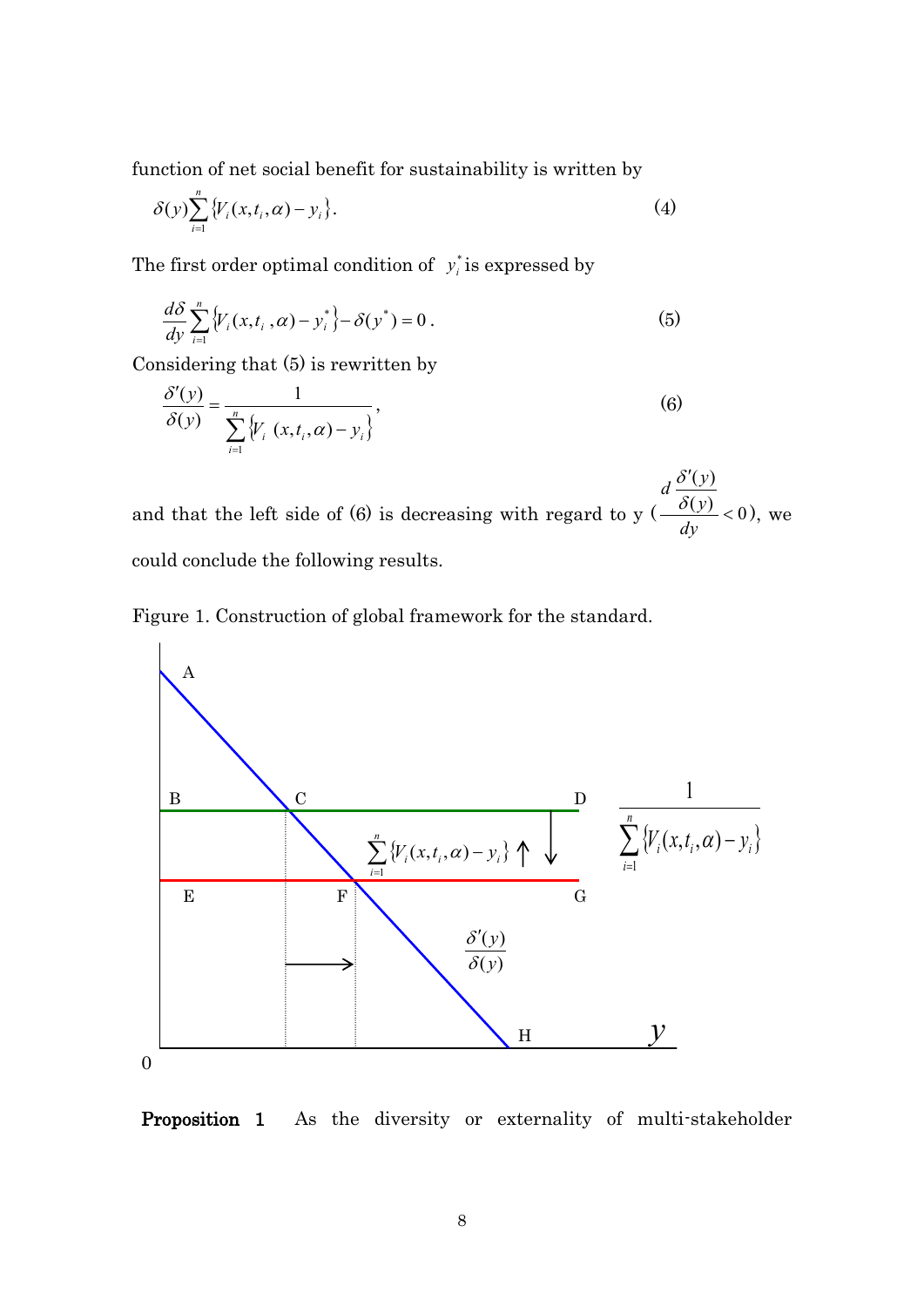function of net social benefit for sustainability is written by

$$\delta(y)\sum_{i=1}^{n}\{V_i(x,t_i,\alpha)-y_i\}. \tag{4}$$

The first order optimal condition of $y_i^*$ is expressed by

$$\frac{d\delta}{dy}\sum_{i=1}^{n}\{V_i(x,t_i,\alpha)-y_i^*\}-\delta(y^*)=0. \tag{5}$$

Considering that (5) is rewritten by

$$\frac{\delta'(y)}{\delta(y)}=\frac{1}{\sum_{i=1}^{n}\{V_i(x,t_i,\alpha)-y_i\}}, \tag{6}$$

and that the left side of (6) is decreasing with regard to y ($\frac{d\frac{\delta'(y)}{\delta(y)}}{dy}<0$), we could conclude the following results.

Figure 1. Construction of global framework for the standard.

**Proposition 1** As the diversity or externality of multi-stakeholder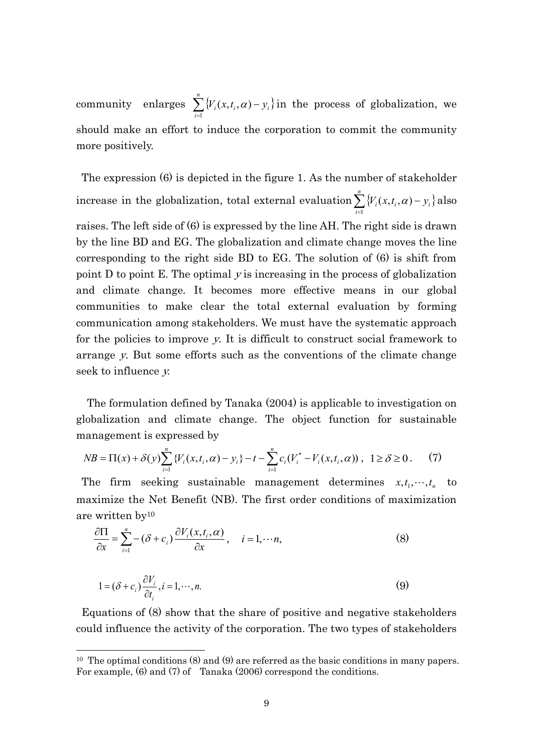community enlarges $\sum_{i=1}^{n}\{V_i(x,t_i,\alpha)-y_i\}$ in the process of globalization, we should make an effort to induce the corporation to commit the community more positively.

The expression (6) is depicted in the figure 1. As the number of stakeholder increase in the globalization, total external evaluation $\sum_{i=1}^{n}\{V_i(x,t_i,\alpha)-y_i\}$ also raises. The left side of (6) is expressed by the line AH. The right side is drawn by the line BD and EG. The globalization and climate change moves the line corresponding to the right side BD to EG. The solution of (6) is shift from point D to point E. The optimal $y$ is increasing in the process of globalization and climate change. It becomes more effective means in our global communities to make clear the total external evaluation by forming communication among stakeholders. We must have the systematic approach for the policies to improve $y$. It is difficult to construct social framework to arrange $y$. But some efforts such as the conventions of the climate change seek to influence $y$.

The formulation defined by Tanaka (2004) is applicable to investigation on globalization and climate change. The object function for sustainable management is expressed by

$$NB = \Pi(x) + \delta(y)\sum_{i=1}^{n}\{V_i(x,t_i,\alpha)-y_i\} - t - \sum_{i=1}^{n} c_i(V_i^{*} - V_i(x,t_i,\alpha)),\quad 1 \geq \delta \geq 0. \qquad (7)$$

The firm seeking sustainable management determines $x, t_1, \cdots, t_n$ to maximize the Net Benefit (NB). The first order conditions of maximization are written by[10]

$$\frac{\partial \Pi}{\partial x} = \sum_{i=1}^{n} -(\delta + c_i)\frac{\partial V_i(x,t_i,\alpha)}{\partial x},\quad i = 1,\cdots n, \qquad (8)$$

$$1 = (\delta + c_i)\frac{\partial V_i}{\partial t_i}, i = 1,\cdots,n. \qquad (9)$$

Equations of (8) show that the share of positive and negative stakeholders could influence the activity of the corporation. The two types of stakeholders

[10] The optimal conditions (8) and (9) are referred as the basic conditions in many papers. For example, (6) and (7) of Tanaka (2006) correspond the conditions.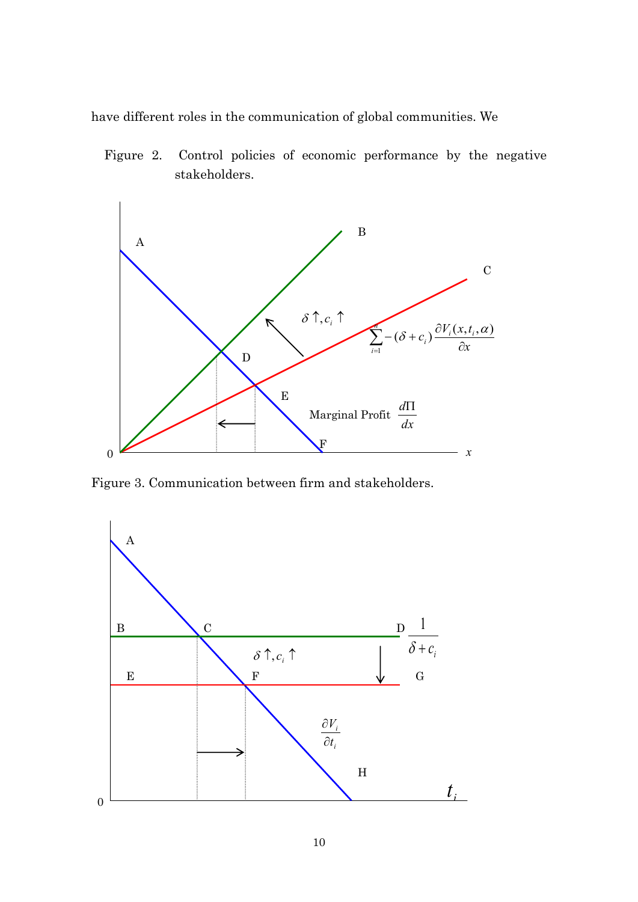have different roles in the communication of global communities. We

Figure 2. Control policies of economic performance by the negative stakeholders.

Figure 3. Communication between firm and stakeholders.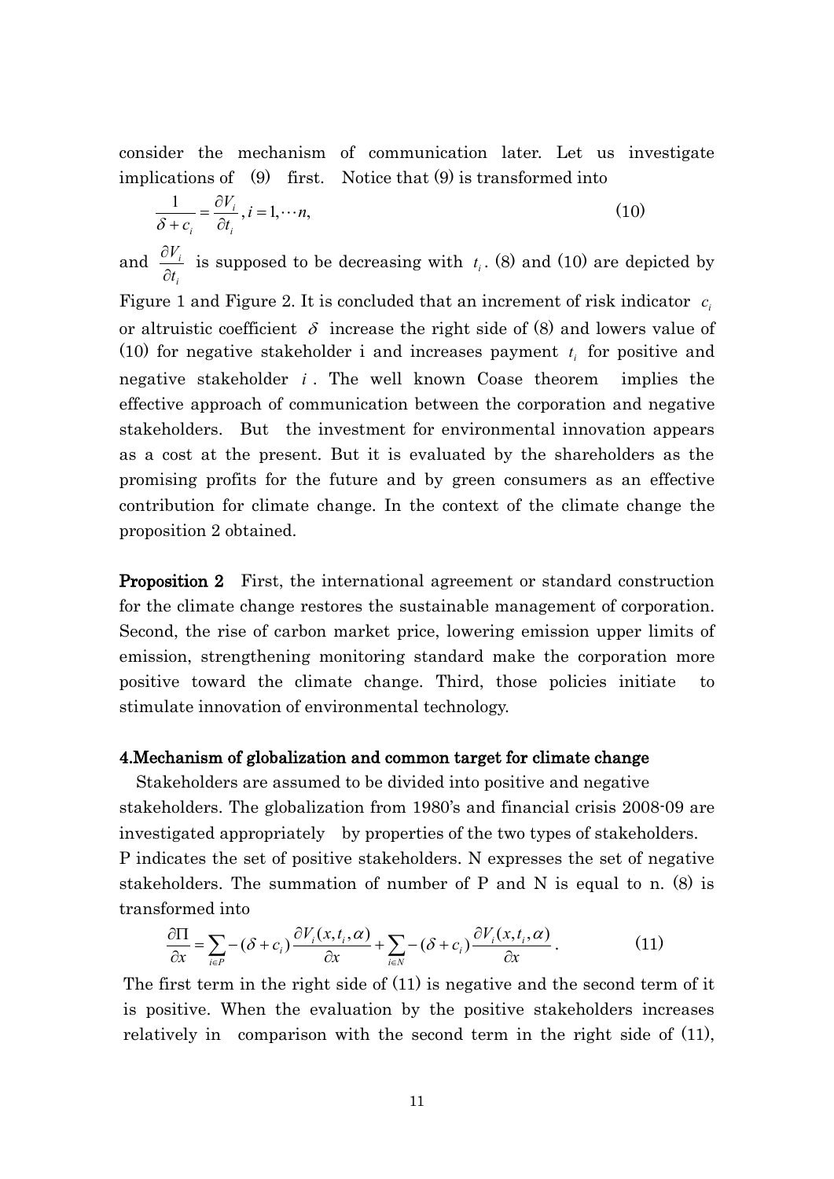consider the mechanism of communication later. Let us investigate implications of (9) first. Notice that (9) is transformed into

$$\frac{1}{\delta + c_i} = \frac{\partial V_i}{\partial t_i}, i = 1, \cdots n, \tag{10}$$

and $\frac{\partial V_i}{\partial t_i}$ is supposed to be decreasing with $t_i$. (8) and (10) are depicted by Figure 1 and Figure 2. It is concluded that an increment of risk indicator $c_i$ or altruistic coefficient $\delta$ increase the right side of (8) and lowers value of (10) for negative stakeholder i and increases payment $t_i$ for positive and negative stakeholder $i$. The well known Coase theorem implies the effective approach of communication between the corporation and negative stakeholders. But the investment for environmental innovation appears as a cost at the present. But it is evaluated by the shareholders as the promising profits for the future and by green consumers as an effective contribution for climate change. In the context of the climate change the proposition 2 obtained.

**Proposition 2** First, the international agreement or standard construction for the climate change restores the sustainable management of corporation. Second, the rise of carbon market price, lowering emission upper limits of emission, strengthening monitoring standard make the corporation more positive toward the climate change. Third, those policies initiate to stimulate innovation of environmental technology.

## 4.Mechanism of globalization and common target for climate change

Stakeholders are assumed to be divided into positive and negative stakeholders. The globalization from 1980's and financial crisis 2008-09 are investigated appropriately by properties of the two types of stakeholders. P indicates the set of positive stakeholders. N expresses the set of negative stakeholders. The summation of number of P and N is equal to n. (8) is transformed into

$$\frac{\partial \Pi}{\partial x} = \sum_{i \in P} -(\delta + c_i) \frac{\partial V_i(x, t_i, \alpha)}{\partial x} + \sum_{i \in N} -(\delta + c_i) \frac{\partial V_i(x, t_i, \alpha)}{\partial x}. \tag{11}$$

The first term in the right side of (11) is negative and the second term of it is positive. When the evaluation by the positive stakeholders increases relatively in comparison with the second term in the right side of (11),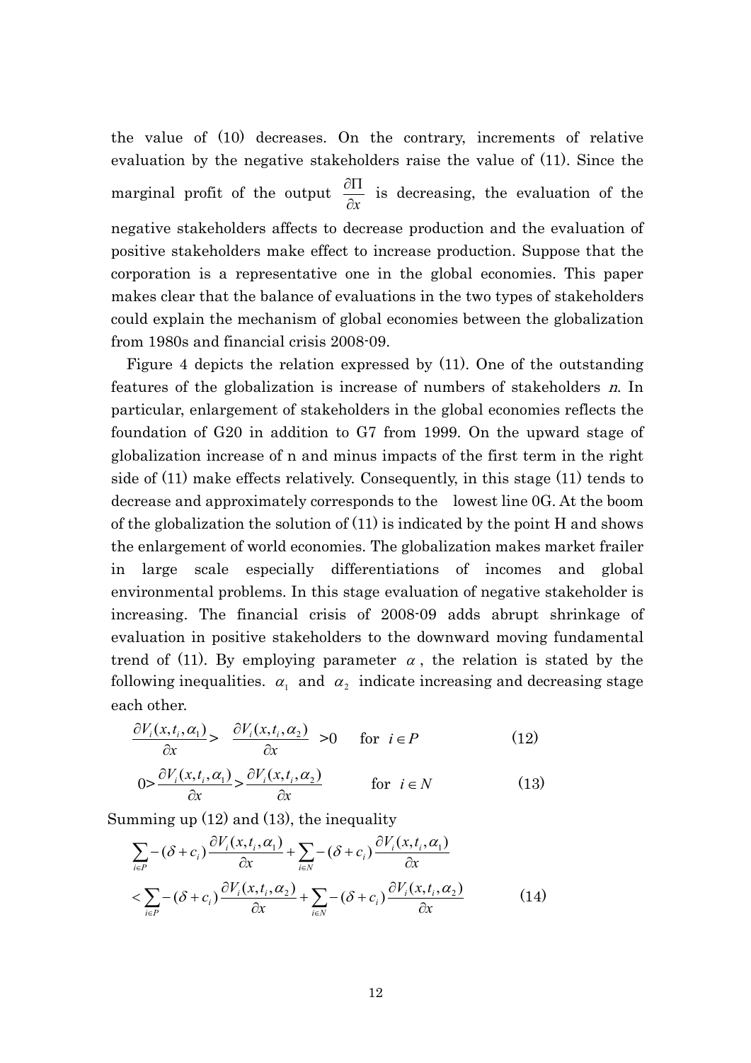the value of (10) decreases. On the contrary, increments of relative evaluation by the negative stakeholders raise the value of (11). Since the marginal profit of the output $\frac{\partial \Pi}{\partial x}$ is decreasing, the evaluation of the negative stakeholders affects to decrease production and the evaluation of positive stakeholders make effect to increase production. Suppose that the corporation is a representative one in the global economies. This paper makes clear that the balance of evaluations in the two types of stakeholders could explain the mechanism of global economies between the globalization from 1980s and financial crisis 2008-09.

Figure 4 depicts the relation expressed by (11). One of the outstanding features of the globalization is increase of numbers of stakeholders $n$. In particular, enlargement of stakeholders in the global economies reflects the foundation of G20 in addition to G7 from 1999. On the upward stage of globalization increase of n and minus impacts of the first term in the right side of (11) make effects relatively. Consequently, in this stage (11) tends to decrease and approximately corresponds to the lowest line 0G. At the boom of the globalization the solution of (11) is indicated by the point H and shows the enlargement of world economies. The globalization makes market frailer in large scale especially differentiations of incomes and global environmental problems. In this stage evaluation of negative stakeholder is increasing. The financial crisis of 2008-09 adds abrupt shrinkage of evaluation in positive stakeholders to the downward moving fundamental trend of (11). By employing parameter $\alpha$, the relation is stated by the following inequalities. $\alpha_1$ and $\alpha_2$ indicate increasing and decreasing stage each other.

$$\frac{\partial V_i(x,t_i,\alpha_1)}{\partial x} > \frac{\partial V_i(x,t_i,\alpha_2)}{\partial x} > 0 \quad \text{for } i \in P \tag{12}$$

$$0 > \frac{\partial V_i(x,t_i,\alpha_1)}{\partial x} > \frac{\partial V_i(x,t_i,\alpha_2)}{\partial x} \quad \text{for } i \in N \tag{13}$$

Summing up (12) and (13), the inequality

$$\sum_{i \in P} -(\delta + c_i)\frac{\partial V_i(x,t_i,\alpha_1)}{\partial x} + \sum_{i \in N} -(\delta + c_i)\frac{\partial V_i(x,t_i,\alpha_1)}{\partial x}$$
$$< \sum_{i \in P} -(\delta + c_i)\frac{\partial V_i(x,t_i,\alpha_2)}{\partial x} + \sum_{i \in N} -(\delta + c_i)\frac{\partial V_i(x,t_i,\alpha_2)}{\partial x} \tag{14}$$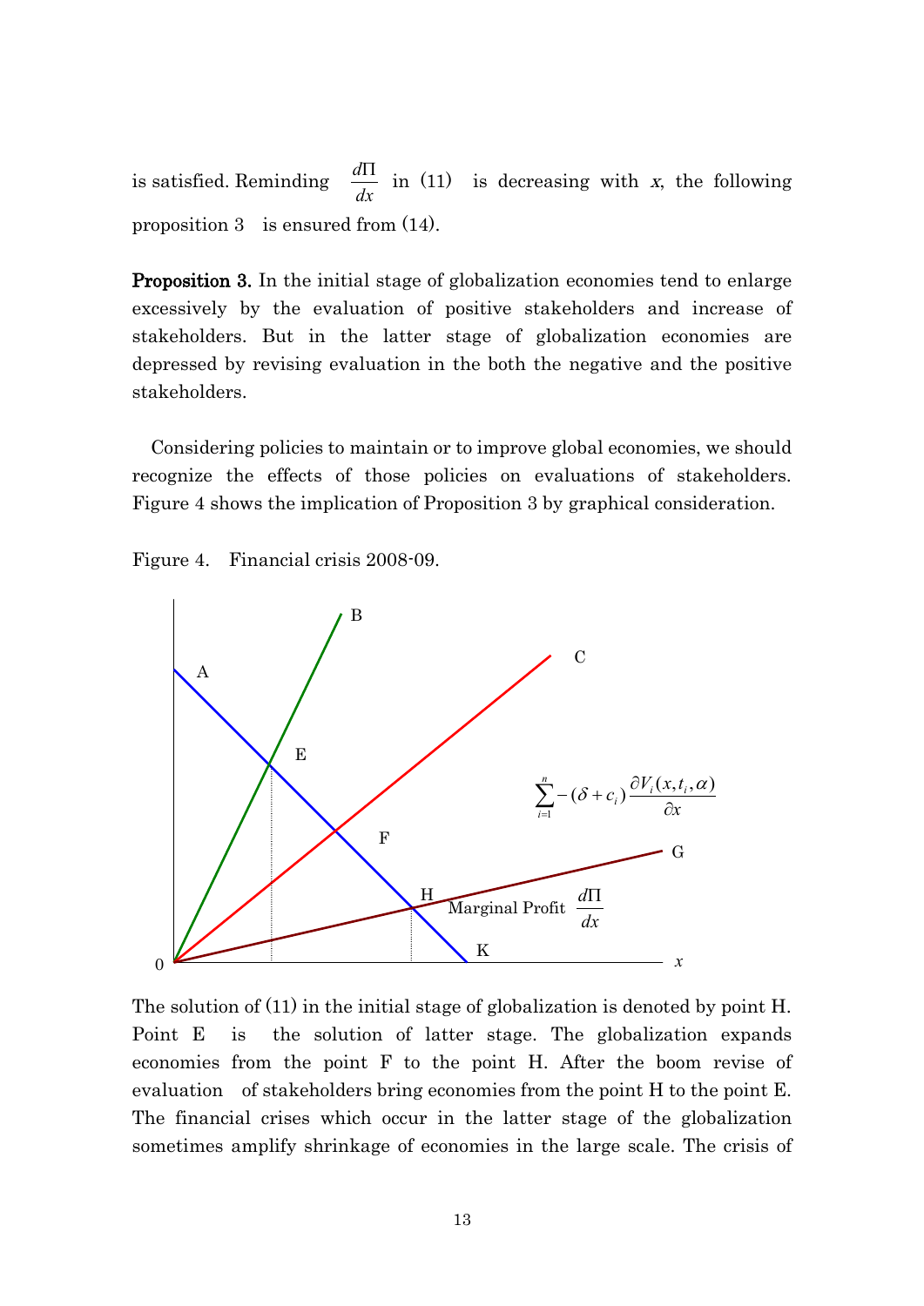is satisfied. Reminding $\frac{d\Pi}{dx}$ in (11) is decreasing with $x$, the following proposition 3 is ensured from (14).

**Proposition 3.** In the initial stage of globalization economies tend to enlarge excessively by the evaluation of positive stakeholders and increase of stakeholders. But in the latter stage of globalization economies are depressed by revising evaluation in the both the negative and the positive stakeholders.

Considering policies to maintain or to improve global economies, we should recognize the effects of those policies on evaluations of stakeholders. Figure 4 shows the implication of Proposition 3 by graphical consideration.

Figure 4. Financial crisis 2008-09.

$$\sum_{i=1}^{n} -(\delta + c_i)\frac{\partial V_i(x, t_i, \alpha)}{\partial x}$$

Marginal Profit $\frac{d\Pi}{dx}$

The solution of (11) in the initial stage of globalization is denoted by point H. Point E is the solution of latter stage. The globalization expands economies from the point F to the point H. After the boom revise of evaluation of stakeholders bring economies from the point H to the point E. The financial crises which occur in the latter stage of the globalization sometimes amplify shrinkage of economies in the large scale. The crisis of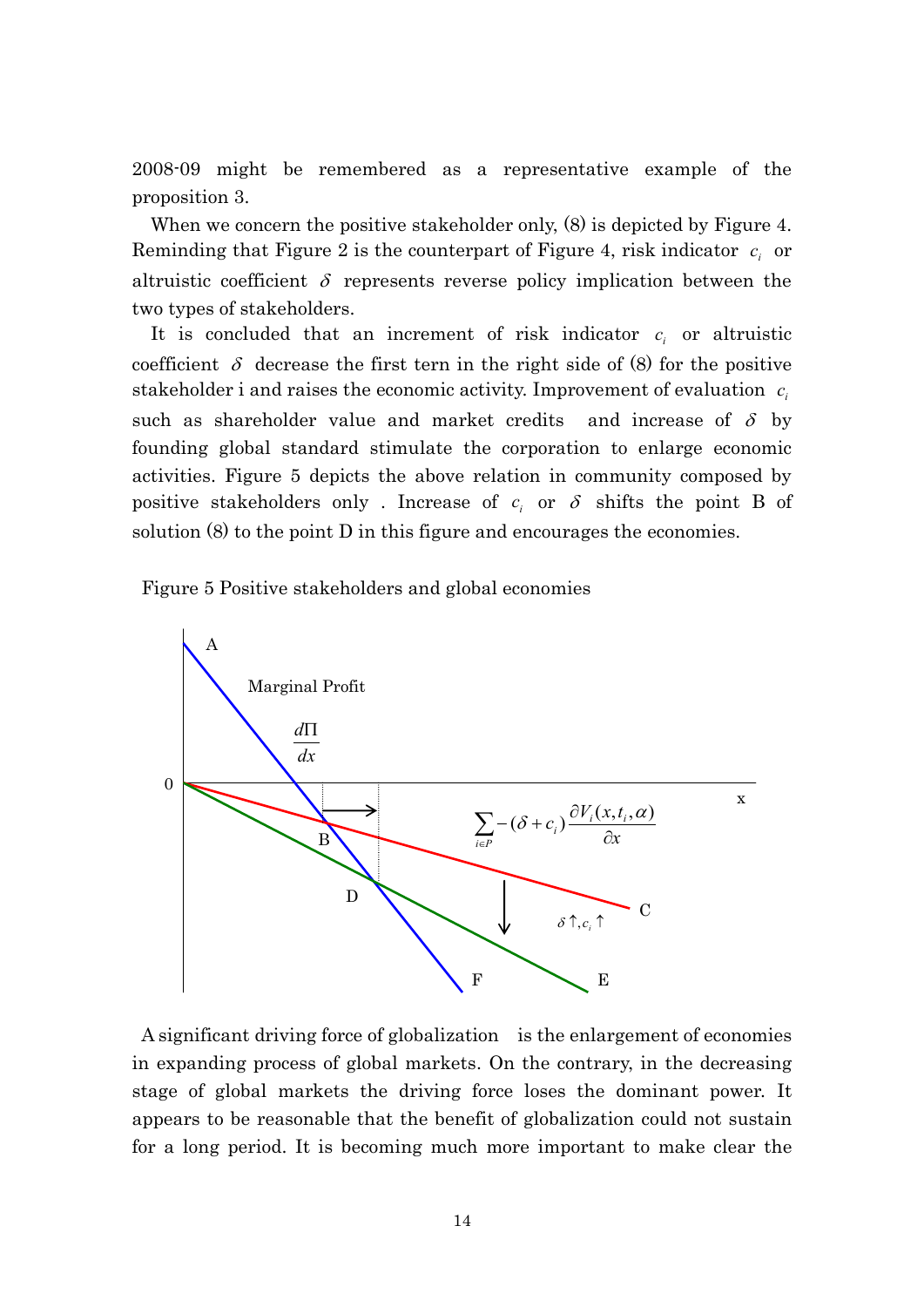2008-09 might be remembered as a representative example of the proposition 3.

When we concern the positive stakeholder only, (8) is depicted by Figure 4. Reminding that Figure 2 is the counterpart of Figure 4, risk indicator $c_i$ or altruistic coefficient $\delta$ represents reverse policy implication between the two types of stakeholders.

It is concluded that an increment of risk indicator $c_i$ or altruistic coefficient $\delta$ decrease the first tern in the right side of (8) for the positive stakeholder i and raises the economic activity. Improvement of evaluation $c_i$ such as shareholder value and market credits and increase of $\delta$ by founding global standard stimulate the corporation to enlarge economic activities. Figure 5 depicts the above relation in community composed by positive stakeholders only . Increase of $c_i$ or $\delta$ shifts the point B of solution (8) to the point D in this figure and encourages the economies.

Figure 5 Positive stakeholders and global economies

A significant driving force of globalization is the enlargement of economies in expanding process of global markets. On the contrary, in the decreasing stage of global markets the driving force loses the dominant power. It appears to be reasonable that the benefit of globalization could not sustain for a long period. It is becoming much more important to make clear the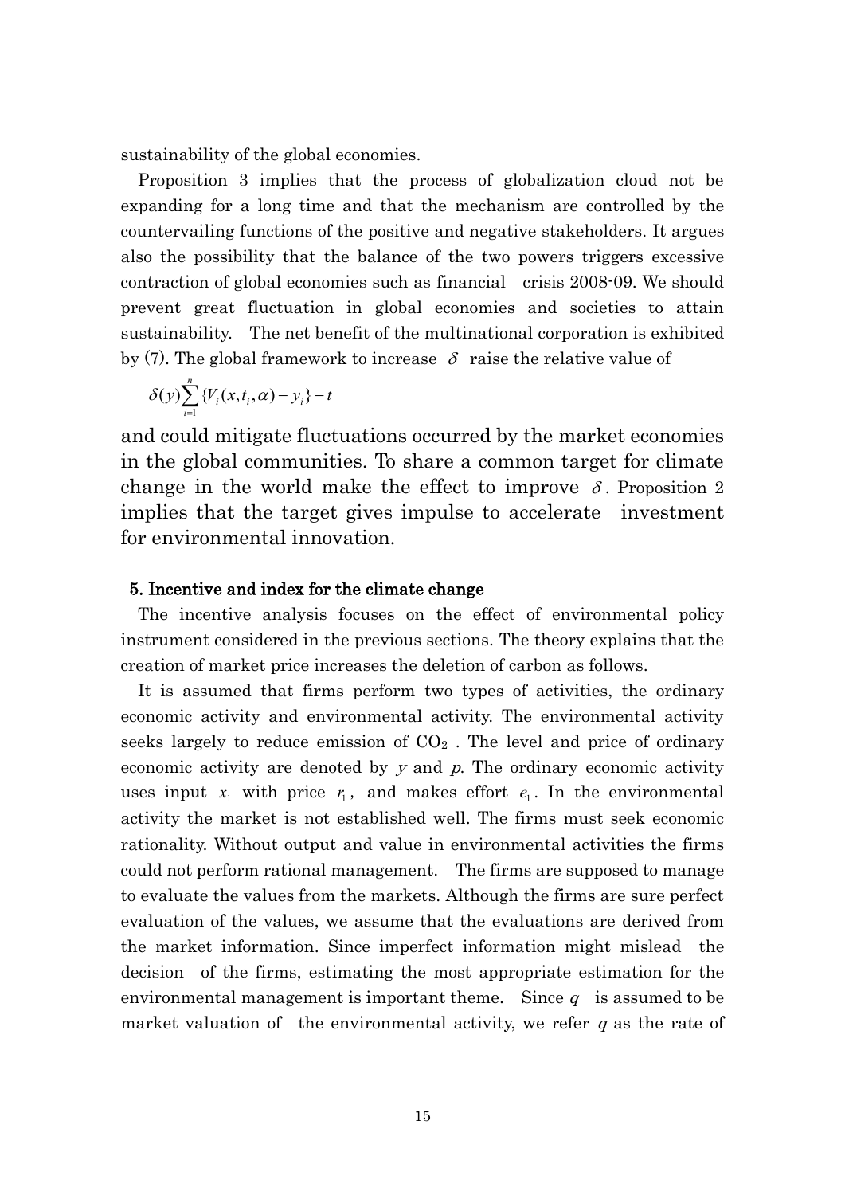sustainability of the global economies.

Proposition 3 implies that the process of globalization cloud not be expanding for a long time and that the mechanism are controlled by the countervailing functions of the positive and negative stakeholders. It argues also the possibility that the balance of the two powers triggers excessive contraction of global economies such as financial crisis 2008-09. We should prevent great fluctuation in global economies and societies to attain sustainability. The net benefit of the multinational corporation is exhibited by (7). The global framework to increase $\delta$ raise the relative value of

$$\delta(y)\sum_{i=1}^{n}\{V_i(x,t_i,\alpha)-y_i\}-t$$

and could mitigate fluctuations occurred by the market economies in the global communities. To share a common target for climate change in the world make the effect to improve $\delta$. Proposition 2 implies that the target gives impulse to accelerate investment for environmental innovation.

## 5. Incentive and index for the climate change

The incentive analysis focuses on the effect of environmental policy instrument considered in the previous sections. The theory explains that the creation of market price increases the deletion of carbon as follows.

It is assumed that firms perform two types of activities, the ordinary economic activity and environmental activity. The environmental activity seeks largely to reduce emission of $CO_2$ . The level and price of ordinary economic activity are denoted by $y$ and $p$. The ordinary economic activity uses input $x_1$ with price $r_1$, and makes effort $e_1$. In the environmental activity the market is not established well. The firms must seek economic rationality. Without output and value in environmental activities the firms could not perform rational management. The firms are supposed to manage to evaluate the values from the markets. Although the firms are sure perfect evaluation of the values, we assume that the evaluations are derived from the market information. Since imperfect information might mislead the decision of the firms, estimating the most appropriate estimation for the environmental management is important theme. Since $q$ is assumed to be market valuation of the environmental activity, we refer $q$ as the rate of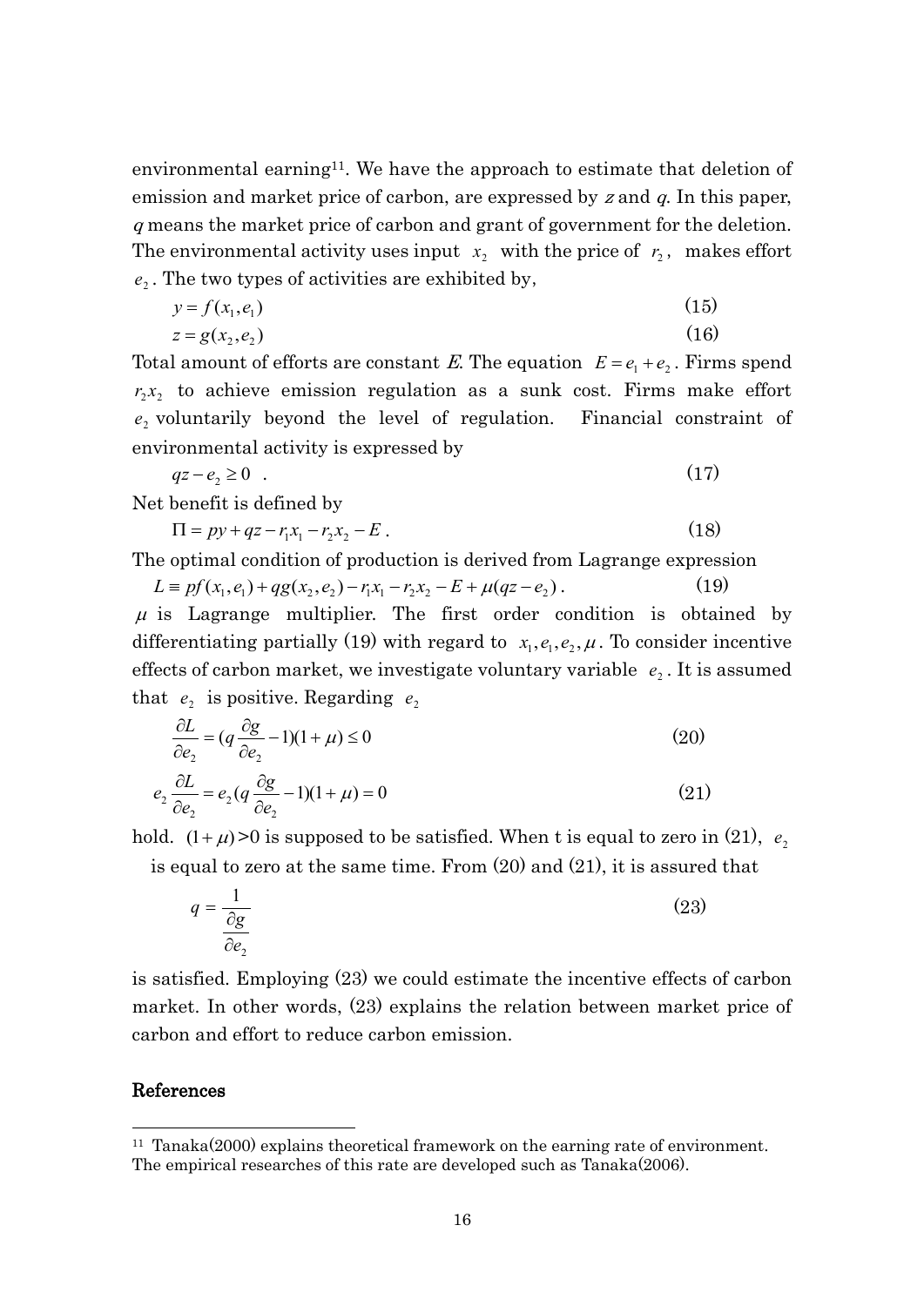environmental earning[11]. We have the approach to estimate that deletion of emission and market price of carbon, are expressed by $z$ and $q$. In this paper, $q$ means the market price of carbon and grant of government for the deletion. The environmental activity uses input $x_2$ with the price of $r_2$, makes effort $e_2$. The two types of activities are exhibited by,

$$y = f(x_1, e_1) \tag{15}$$

$$z = g(x_2, e_2) \tag{16}$$

Total amount of efforts are constant $E$. The equation $E = e_1 + e_2$. Firms spend $r_2 x_2$ to achieve emission regulation as a sunk cost. Firms make effort $e_2$ voluntarily beyond the level of regulation. Financial constraint of environmental activity is expressed by

$$qz - e_2 \geq 0 \quad . \tag{17}$$

Net benefit is defined by

$$\Pi = py + qz - r_1 x_1 - r_2 x_2 - E \,. \tag{18}$$

The optimal condition of production is derived from Lagrange expression

$$L \equiv pf(x_1, e_1) + qg(x_2, e_2) - r_1 x_1 - r_2 x_2 - E + \mu(qz - e_2) \,. \tag{19}$$

$\mu$ is Lagrange multiplier. The first order condition is obtained by differentiating partially (19) with regard to $x_1, e_1, e_2, \mu$. To consider incentive effects of carbon market, we investigate voluntary variable $e_2$. It is assumed that $e_2$ is positive. Regarding $e_2$

$$\frac{\partial L}{\partial e_2} = (q\frac{\partial g}{\partial e_2} - 1)(1 + \mu) \leq 0 \tag{20}$$

$$e_2 \frac{\partial L}{\partial e_2} = e_2 (q\frac{\partial g}{\partial e_2} - 1)(1 + \mu) = 0 \tag{21}$$

hold. $(1 + \mu) > 0$ is supposed to be satisfied. When t is equal to zero in (21), $e_2$ is equal to zero at the same time. From (20) and (21), it is assured that

$$q = \frac{1}{\frac{\partial g}{\partial e_2}} \tag{23}$$

is satisfied. Employing (23) we could estimate the incentive effects of carbon market. In other words, (23) explains the relation between market price of carbon and effort to reduce carbon emission.

## References

[11] Tanaka(2000) explains theoretical framework on the earning rate of environment. The empirical researches of this rate are developed such as Tanaka(2006).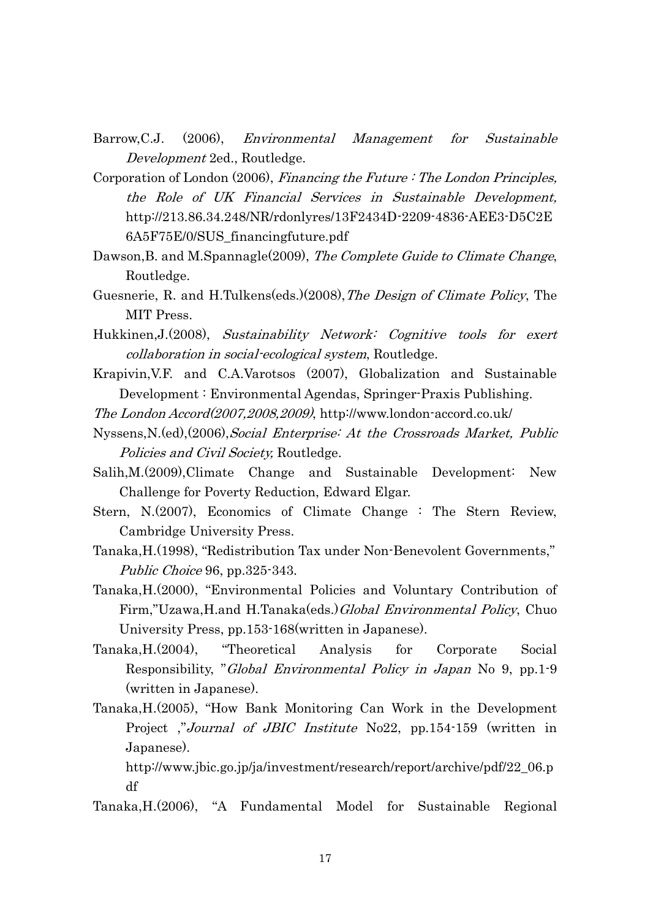Barrow,C.J. (2006), *Environmental Management for Sustainable Development* 2ed., Routledge.

Corporation of London (2006), *Financing the Future : The London Principles, the Role of UK Financial Services in Sustainable Development,* http://213.86.34.248/NR/rdonlyres/13F2434D-2209-4836-AEE3-D5C2E6A5F75E/0/SUS_financingfuture.pdf

Dawson,B. and M.Spannagle(2009), *The Complete Guide to Climate Change*, Routledge.

Guesnerie, R. and H.Tulkens(eds.)(2008),*The Design of Climate Policy*, The MIT Press.

Hukkinen,J.(2008), *Sustainability Network: Cognitive tools for exert collaboration in social-ecological system*, Routledge.

Krapivin,V.F. and C.A.Varotsos (2007), Globalization and Sustainable Development : Environmental Agendas, Springer-Praxis Publishing.

*The London Accord(2007,2008,2009)*, http://www.london-accord.co.uk/

Nyssens,N.(ed),(2006),*Social Enterprise: At the Crossroads Market, Public Policies and Civil Society,* Routledge.

Salih,M.(2009),Climate Change and Sustainable Development: New Challenge for Poverty Reduction, Edward Elgar.

Stern, N.(2007), Economics of Climate Change : The Stern Review, Cambridge University Press.

Tanaka,H.(1998), "Redistribution Tax under Non-Benevolent Governments," *Public Choice* 96, pp.325-343.

Tanaka,H.(2000), "Environmental Policies and Voluntary Contribution of Firm,"Uzawa,H.and H.Tanaka(eds.)*Global Environmental Policy*, Chuo University Press, pp.153-168(written in Japanese).

Tanaka,H.(2004), "Theoretical Analysis for Corporate Social Responsibility, "*Global Environmental Policy in Japan* No 9, pp.1-9 (written in Japanese).

Tanaka,H.(2005), "How Bank Monitoring Can Work in the Development Project ,"*Journal of JBIC Institute* No22, pp.154-159 (written in Japanese).
http://www.jbic.go.jp/ja/investment/research/report/archive/pdf/22_06.pdf

Tanaka,H.(2006), "A Fundamental Model for Sustainable Regional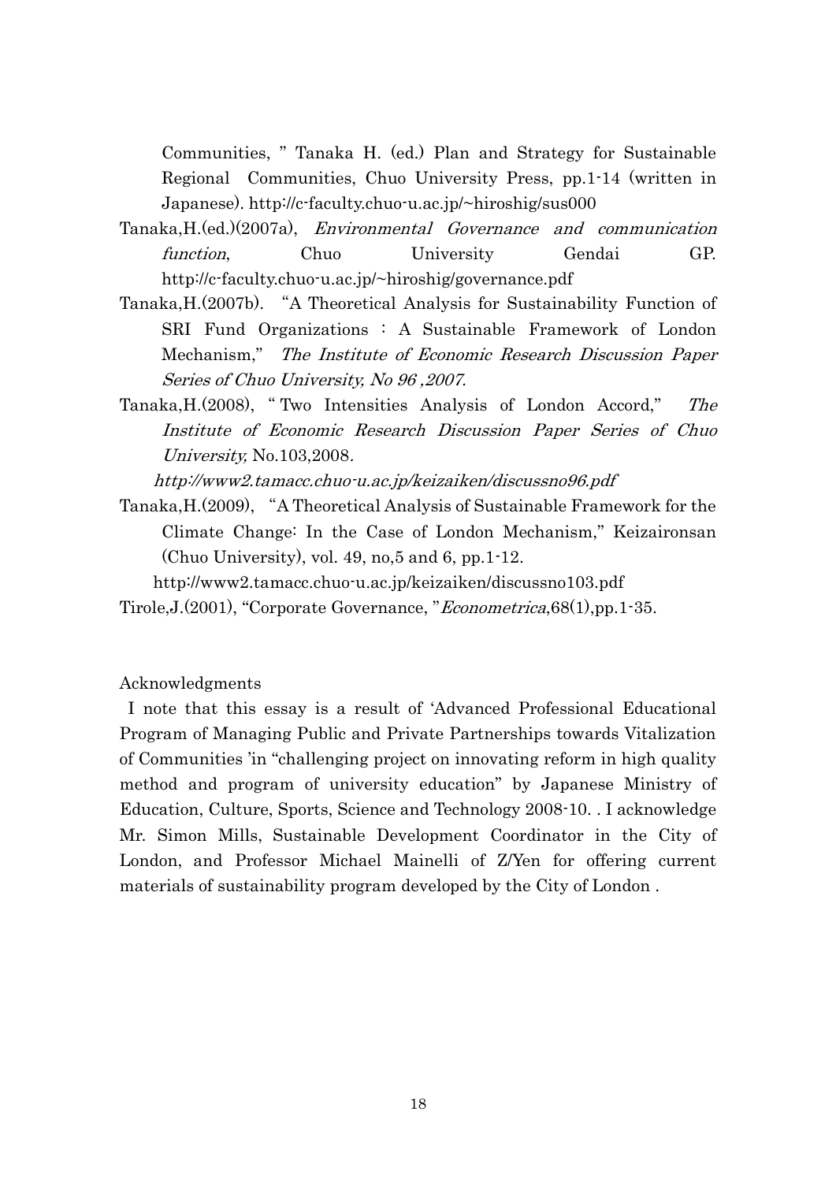Communities, " Tanaka H. (ed.) Plan and Strategy for Sustainable Regional Communities, Chuo University Press, pp.1-14 (written in Japanese). http://c-faculty.chuo-u.ac.jp/~hiroshig/sus000

Tanaka,H.(ed.)(2007a), *Environmental Governance and communication function*, Chuo University Gendai GP. http://c-faculty.chuo-u.ac.jp/~hiroshig/governance.pdf

Tanaka,H.(2007b). "A Theoretical Analysis for Sustainability Function of SRI Fund Organizations : A Sustainable Framework of London Mechanism," *The Institute of Economic Research Discussion Paper Series of Chuo University, No 96 ,2007.*

Tanaka,H.(2008), " Two Intensities Analysis of London Accord," *The Institute of Economic Research Discussion Paper Series of Chuo University,* No.103,2008.

*http://www2.tamacc.chuo-u.ac.jp/keizaiken/discussno96.pdf*

Tanaka,H.(2009), "A Theoretical Analysis of Sustainable Framework for the Climate Change: In the Case of London Mechanism," Keizaironsan (Chuo University), vol. 49, no,5 and 6, pp.1-12.

http://www2.tamacc.chuo-u.ac.jp/keizaiken/discussno103.pdf

Tirole,J.(2001), "Corporate Governance, "*Econometrica*,68(1),pp.1-35.

Acknowledgments

I note that this essay is a result of 'Advanced Professional Educational Program of Managing Public and Private Partnerships towards Vitalization of Communities 'in "challenging project on innovating reform in high quality method and program of university education" by Japanese Ministry of Education, Culture, Sports, Science and Technology 2008-10. . I acknowledge Mr. Simon Mills, Sustainable Development Coordinator in the City of London, and Professor Michael Mainelli of Z/Yen for offering current materials of sustainability program developed by the City of London .